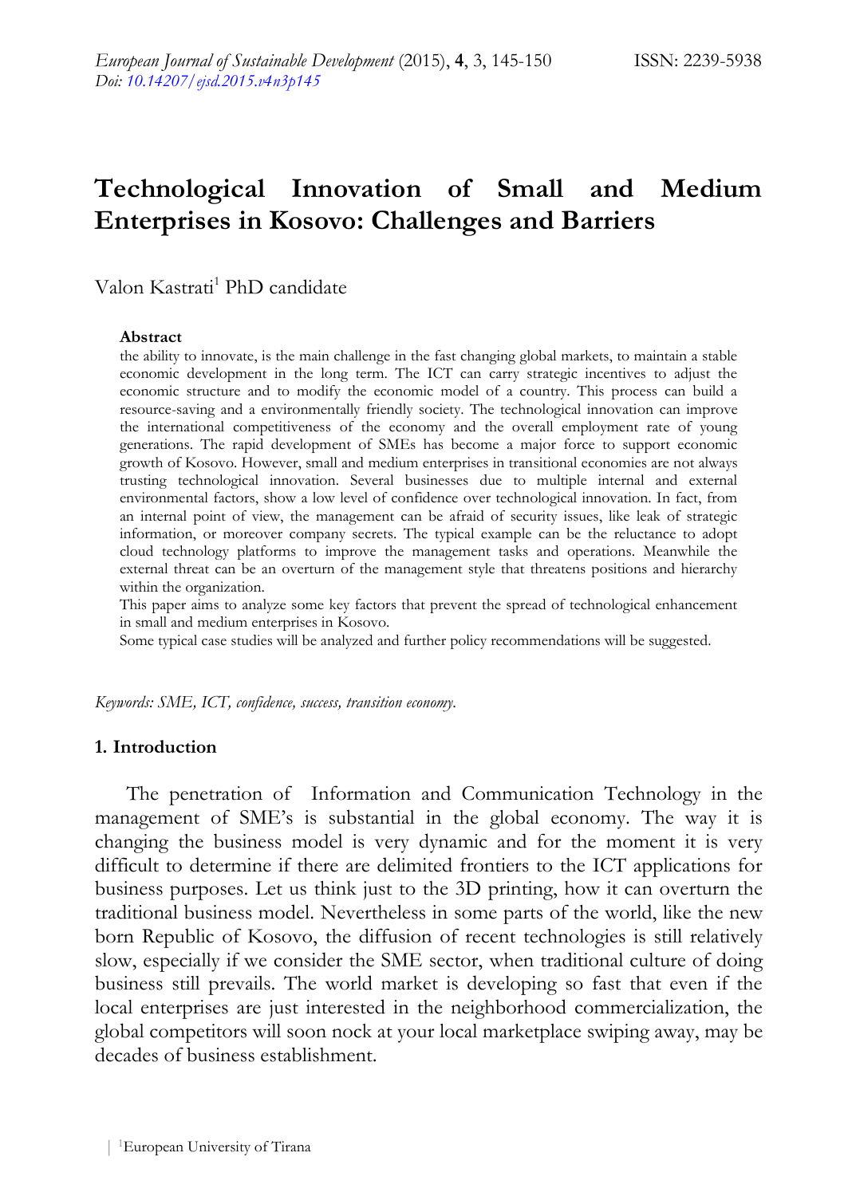# Technological Innovation of Small and Medium Enterprises in Kosovo: Challenges and Barriers

Valon Kastrati[1] PhD candidate

### Abstract

the ability to innovate, is the main challenge in the fast changing global markets, to maintain a stable economic development in the long term. The ICT can carry strategic incentives to adjust the economic structure and to modify the economic model of a country. This process can build a resource-saving and a environmentally friendly society. The technological innovation can improve the international competitiveness of the economy and the overall employment rate of young generations. The rapid development of SMEs has become a major force to support economic growth of Kosovo. However, small and medium enterprises in transitional economies are not always trusting technological innovation. Several businesses due to multiple internal and external environmental factors, show a low level of confidence over technological innovation. In fact, from an internal point of view, the management can be afraid of security issues, like leak of strategic information, or moreover company secrets. The typical example can be the reluctance to adopt cloud technology platforms to improve the management tasks and operations. Meanwhile the external threat can be an overturn of the management style that threatens positions and hierarchy within the organization.

This paper aims to analyze some key factors that prevent the spread of technological enhancement in small and medium enterprises in Kosovo.

Some typical case studies will be analyzed and further policy recommendations will be suggested.

*Keywords: SME, ICT, confidence, success, transition economy.*

## 1. Introduction

The penetration of Information and Communication Technology in the management of SME's is substantial in the global economy. The way it is changing the business model is very dynamic and for the moment it is very difficult to determine if there are delimited frontiers to the ICT applications for business purposes. Let us think just to the 3D printing, how it can overturn the traditional business model. Nevertheless in some parts of the world, like the new born Republic of Kosovo, the diffusion of recent technologies is still relatively slow, especially if we consider the SME sector, when traditional culture of doing business still prevails. The world market is developing so fast that even if the local enterprises are just interested in the neighborhood commercialization, the global competitors will soon nock at your local marketplace swiping away, may be decades of business establishment.

[1]European University of Tirana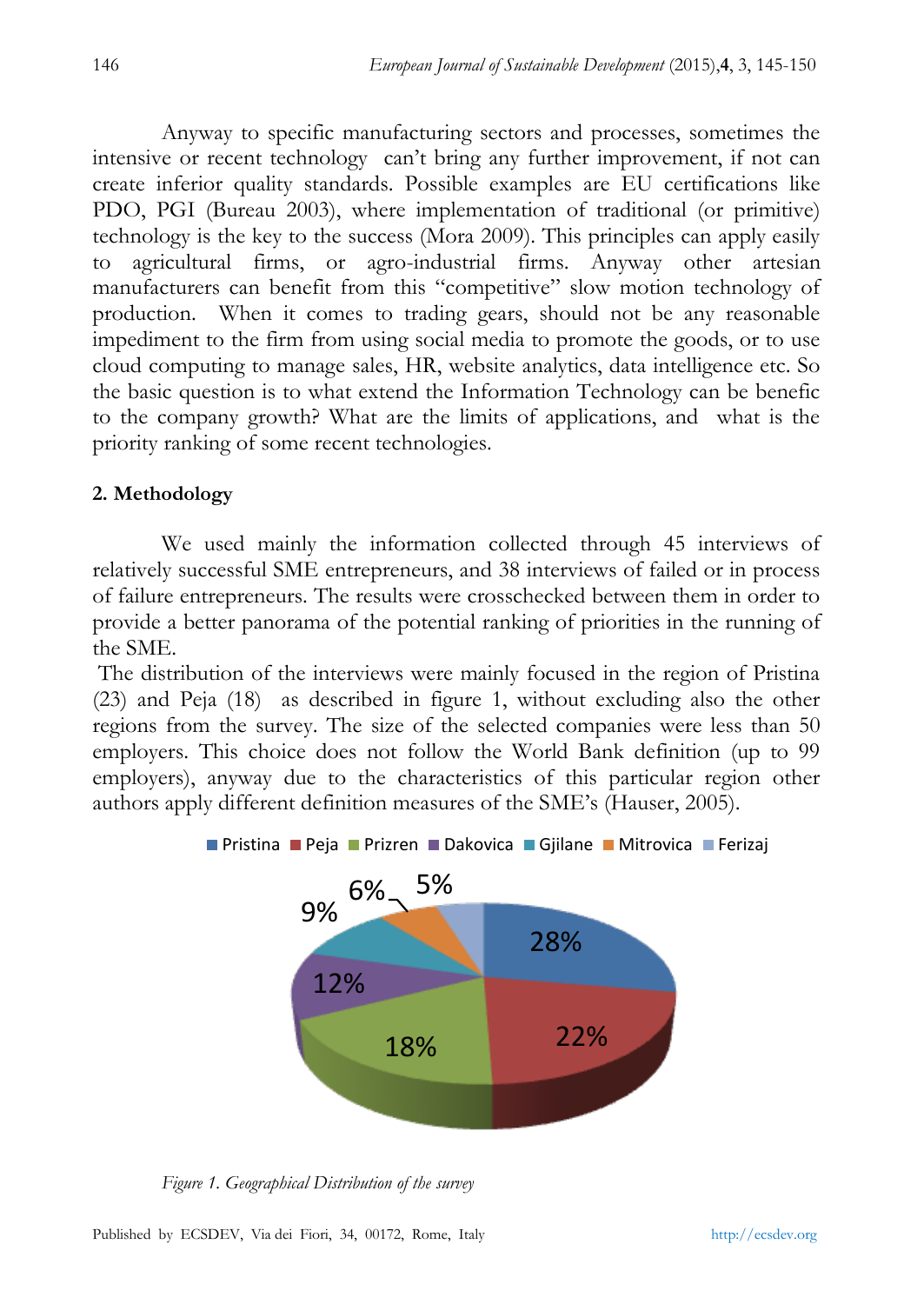Anyway to specific manufacturing sectors and processes, sometimes the intensive or recent technology can't bring any further improvement, if not can create inferior quality standards. Possible examples are EU certifications like PDO, PGI (Bureau 2003), where implementation of traditional (or primitive) technology is the key to the success (Mora 2009). This principles can apply easily to agricultural firms, or agro-industrial firms. Anyway other artesian manufacturers can benefit from this "competitive" slow motion technology of production. When it comes to trading gears, should not be any reasonable impediment to the firm from using social media to promote the goods, or to use cloud computing to manage sales, HR, website analytics, data intelligence etc. So the basic question is to what extend the Information Technology can be benefic to the company growth? What are the limits of applications, and what is the priority ranking of some recent technologies.

## 2. Methodology

We used mainly the information collected through 45 interviews of relatively successful SME entrepreneurs, and 38 interviews of failed or in process of failure entrepreneurs. The results were crosschecked between them in order to provide a better panorama of the potential ranking of priorities in the running of the SME.

The distribution of the interviews were mainly focused in the region of Pristina (23) and Peja (18) as described in figure 1, without excluding also the other regions from the survey. The size of the selected companies were less than 50 employers. This choice does not follow the World Bank definition (up to 99 employers), anyway due to the characteristics of this particular region other authors apply different definition measures of the SME's (Hauser, 2005).

| Region | Share |
|---|---|
| Pristina | 28% |
| Peja | 22% |
| Prizren | 18% |
| Dakovica | 12% |
| Gjilane | 9% |
| Mitrovica | 6% |
| Ferizaj | 5% |

*Figure 1. Geographical Distribution of the survey*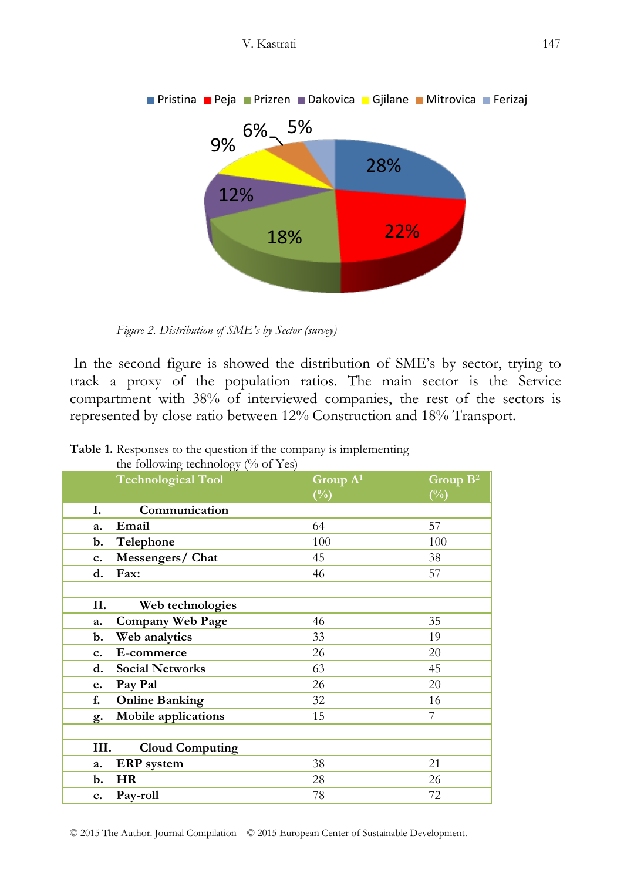*Figure 2. Distribution of SME's by Sector (survey)*

In the second figure is showed the distribution of SME's by sector, trying to track a proxy of the population ratios. The main sector is the Service compartment with 38% of interviewed companies, the rest of the sectors is represented by close ratio between 12% Construction and 18% Transport.

**Table 1.** Responses to the question if the company is implementing the following technology (% of Yes)

| | Technological Tool | Group A[1] (%) | Group B[2] (%) |
|---|---|---|---|
| **I.** | **Communication** | | |
| **a.** | **Email** | 64 | 57 |
| **b.** | **Telephone** | 100 | 100 |
| **c.** | **Messengers/ Chat** | 45 | 38 |
| **d.** | **Fax:** | 46 | 57 |
| | | | |
| **II.** | **Web technologies** | | |
| **a.** | **Company Web Page** | 46 | 35 |
| **b.** | **Web analytics** | 33 | 19 |
| **c.** | **E-commerce** | 26 | 20 |
| **d.** | **Social Networks** | 63 | 45 |
| **e.** | **Pay Pal** | 26 | 20 |
| **f.** | **Online Banking** | 32 | 16 |
| **g.** | **Mobile applications** | 15 | 7 |
| | | | |
| **III.** | **Cloud Computing** | | |
| **a.** | **ERP system** | 38 | 21 |
| **b.** | **HR** | 28 | 26 |
| **c.** | **Pay-roll** | 78 | 72 |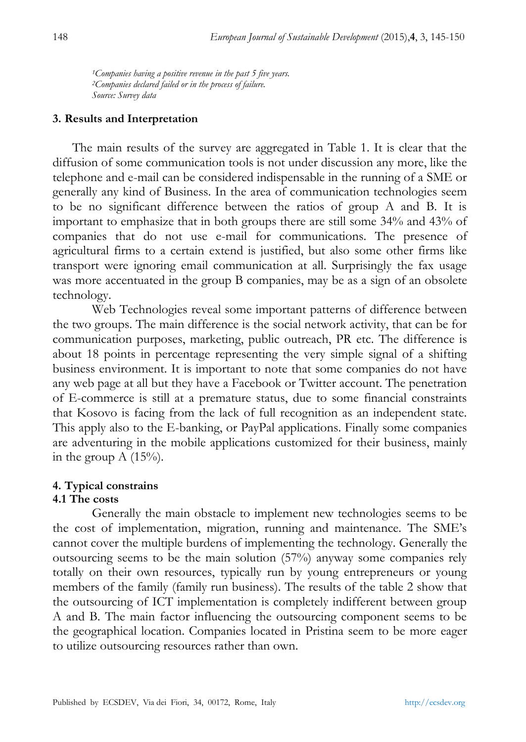[1]*Companies having a positive revenue in the past 5 five years.*
[2]*Companies declared failed or in the process of failure.*
*Source: Survey data*

## 3. Results and Interpretation

The main results of the survey are aggregated in Table 1. It is clear that the diffusion of some communication tools is not under discussion any more, like the telephone and e-mail can be considered indispensable in the running of a SME or generally any kind of Business. In the area of communication technologies seem to be no significant difference between the ratios of group A and B. It is important to emphasize that in both groups there are still some 34% and 43% of companies that do not use e-mail for communications. The presence of agricultural firms to a certain extend is justified, but also some other firms like transport were ignoring email communication at all. Surprisingly the fax usage was more accentuated in the group B companies, may be as a sign of an obsolete technology.

Web Technologies reveal some important patterns of difference between the two groups. The main difference is the social network activity, that can be for communication purposes, marketing, public outreach, PR etc. The difference is about 18 points in percentage representing the very simple signal of a shifting business environment. It is important to note that some companies do not have any web page at all but they have a Facebook or Twitter account. The penetration of E-commerce is still at a premature status, due to some financial constraints that Kosovo is facing from the lack of full recognition as an independent state. This apply also to the E-banking, or PayPal applications. Finally some companies are adventuring in the mobile applications customized for their business, mainly in the group A (15%).

## 4. Typical constrains

### 4.1 The costs

Generally the main obstacle to implement new technologies seems to be the cost of implementation, migration, running and maintenance. The SME's cannot cover the multiple burdens of implementing the technology. Generally the outsourcing seems to be the main solution (57%) anyway some companies rely totally on their own resources, typically run by young entrepreneurs or young members of the family (family run business). The results of the table 2 show that the outsourcing of ICT implementation is completely indifferent between group A and B. The main factor influencing the outsourcing component seems to be the geographical location. Companies located in Pristina seem to be more eager to utilize outsourcing resources rather than own.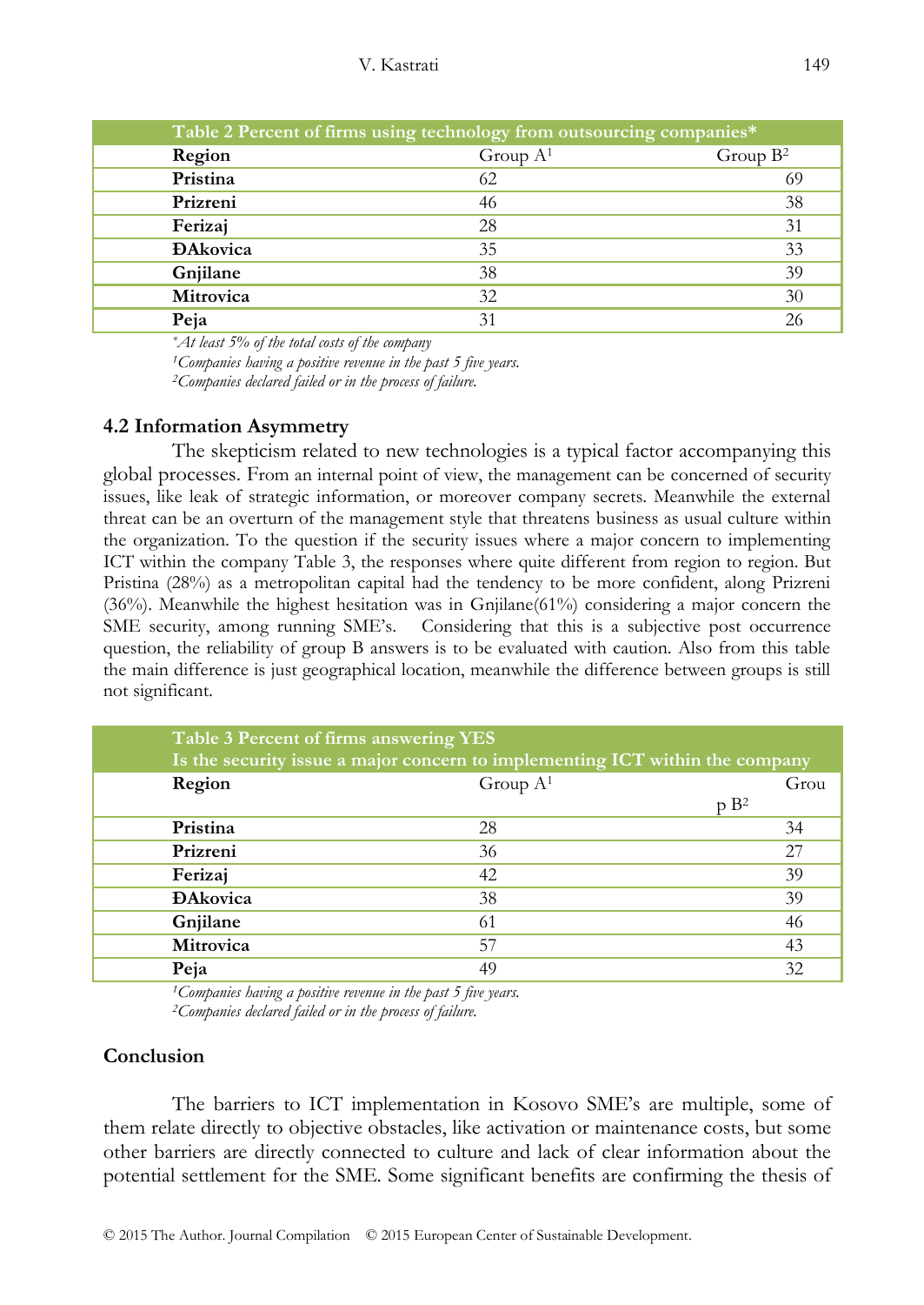| Table 2 Percent of firms using technology from outsourcing companies* | | |
|---|---|---|
| Region | Group A[1] | Group B[2] |
| Pristina | 62 | 69 |
| Prizreni | 46 | 38 |
| Ferizaj | 28 | 31 |
| ĐAkovica | 35 | 33 |
| Gnjilane | 38 | 39 |
| Mitrovica | 32 | 30 |
| Peja | 31 | 26 |

*\*At least 5% of the total costs of the company*

*[1]Companies having a positive revenue in the past 5 five years.*

*[2]Companies declared failed or in the process of failure.*

### 4.2 Information Asymmetry

The skepticism related to new technologies is a typical factor accompanying this global processes. From an internal point of view, the management can be concerned of security issues, like leak of strategic information, or moreover company secrets. Meanwhile the external threat can be an overturn of the management style that threatens business as usual culture within the organization. To the question if the security issues where a major concern to implementing ICT within the company Table 3, the responses where quite different from region to region. But Pristina (28%) as a metropolitan capital had the tendency to be more confident, along Prizreni (36%). Meanwhile the highest hesitation was in Gnjilane(61%) considering a major concern the SME security, among running SME's. Considering that this is a subjective post occurrence question, the reliability of group B answers is to be evaluated with caution. Also from this table the main difference is just geographical location, meanwhile the difference between groups is still not significant.

| Table 3 Percent of firms answering YES<br>Is the security issue a major concern to implementing ICT within the company | | |
|---|---|---|
| Region | Group A[1] | Group B[2] |
| Pristina | 28 | 34 |
| Prizreni | 36 | 27 |
| Ferizaj | 42 | 39 |
| ĐAkovica | 38 | 39 |
| Gnjilane | 61 | 46 |
| Mitrovica | 57 | 43 |
| Peja | 49 | 32 |

*[1]Companies having a positive revenue in the past 5 five years.*

*[2]Companies declared failed or in the process of failure.*

### Conclusion

The barriers to ICT implementation in Kosovo SME's are multiple, some of them relate directly to objective obstacles, like activation or maintenance costs, but some other barriers are directly connected to culture and lack of clear information about the potential settlement for the SME. Some significant benefits are confirming the thesis of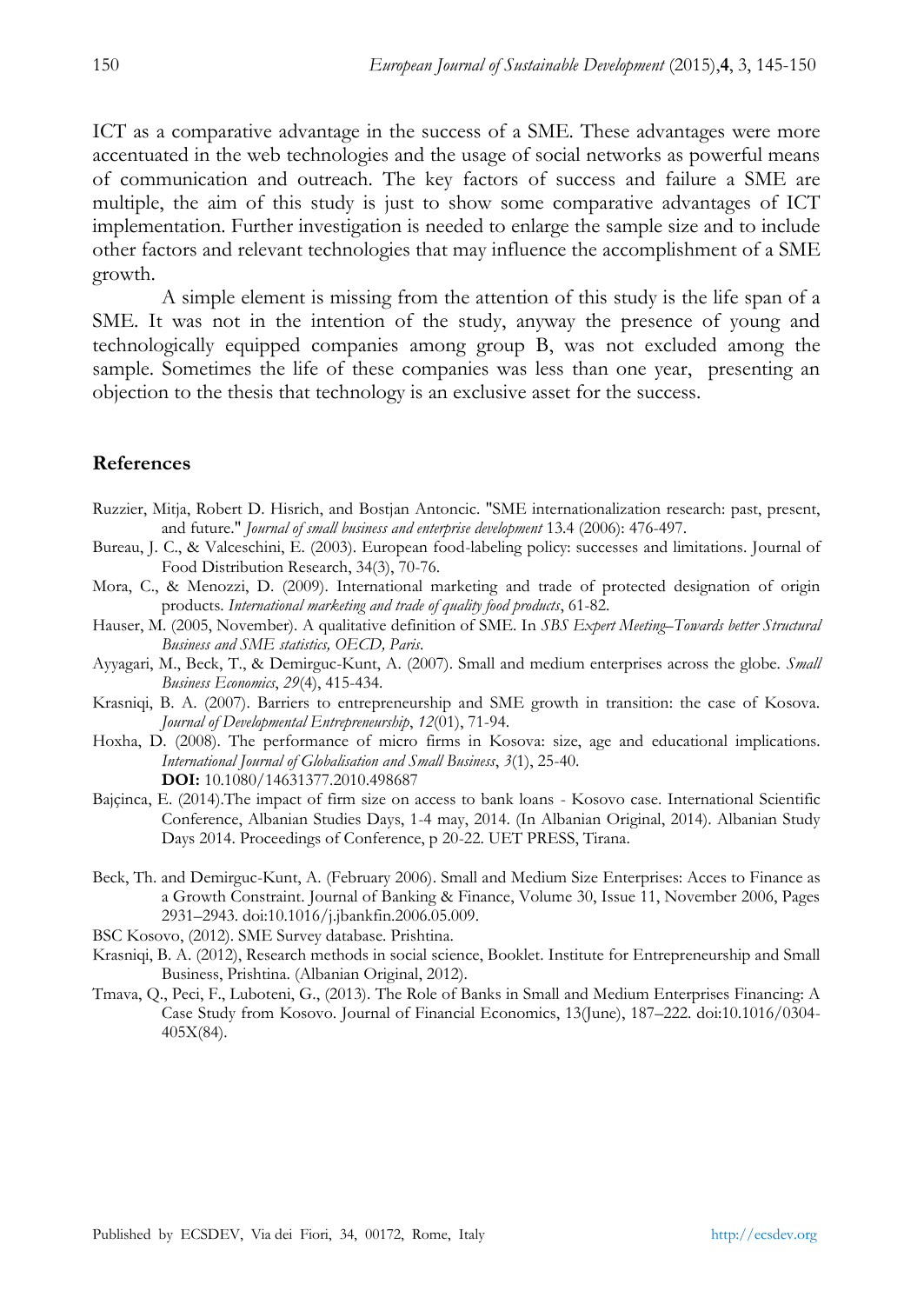ICT as a comparative advantage in the success of a SME. These advantages were more accentuated in the web technologies and the usage of social networks as powerful means of communication and outreach. The key factors of success and failure a SME are multiple, the aim of this study is just to show some comparative advantages of ICT implementation. Further investigation is needed to enlarge the sample size and to include other factors and relevant technologies that may influence the accomplishment of a SME growth.

A simple element is missing from the attention of this study is the life span of a SME. It was not in the intention of the study, anyway the presence of young and technologically equipped companies among group B, was not excluded among the sample. Sometimes the life of these companies was less than one year, presenting an objection to the thesis that technology is an exclusive asset for the success.

## References

Ruzzier, Mitja, Robert D. Hisrich, and Bostjan Antoncic. "SME internationalization research: past, present, and future." *Journal of small business and enterprise development* 13.4 (2006): 476-497.

Bureau, J. C., & Valceschini, E. (2003). European food-labeling policy: successes and limitations. Journal of Food Distribution Research, 34(3), 70-76.

Mora, C., & Menozzi, D. (2009). International marketing and trade of protected designation of origin products. *International marketing and trade of quality food products*, 61-82.

Hauser, M. (2005, November). A qualitative definition of SME. In *SBS Expert Meeting–Towards better Structural Business and SME statistics, OECD, Paris*.

Ayyagari, M., Beck, T., & Demirguc-Kunt, A. (2007). Small and medium enterprises across the globe. *Small Business Economics*, *29*(4), 415-434.

Krasniqi, B. A. (2007). Barriers to entrepreneurship and SME growth in transition: the case of Kosova. *Journal of Developmental Entrepreneurship*, *12*(01), 71-94.

Hoxha, D. (2008). The performance of micro firms in Kosova: size, age and educational implications. *International Journal of Globalisation and Small Business*, *3*(1), 25-40.
**DOI:** 10.1080/14631377.2010.498687

Bajçinca, E. (2014).The impact of firm size on access to bank loans - Kosovo case. International Scientific Conference, Albanian Studies Days, 1-4 may, 2014. (In Albanian Original, 2014). Albanian Study Days 2014. Proceedings of Conference, p 20-22. UET PRESS, Tirana.

Beck, Th. and Demirguc-Kunt, A. (February 2006). Small and Medium Size Enterprises: Acces to Finance as a Growth Constraint. Journal of Banking & Finance, Volume 30, Issue 11, November 2006, Pages 2931–2943. doi:10.1016/j.jbankfin.2006.05.009.

BSC Kosovo, (2012). SME Survey database. Prishtina.

Krasniqi, B. A. (2012), Research methods in social science, Booklet. Institute for Entrepreneurship and Small Business, Prishtina. (Albanian Original, 2012).

Tmava, Q., Peci, F., Luboteni, G., (2013). The Role of Banks in Small and Medium Enterprises Financing: A Case Study from Kosovo. Journal of Financial Economics, 13(June), 187–222. doi:10.1016/0304-405X(84).